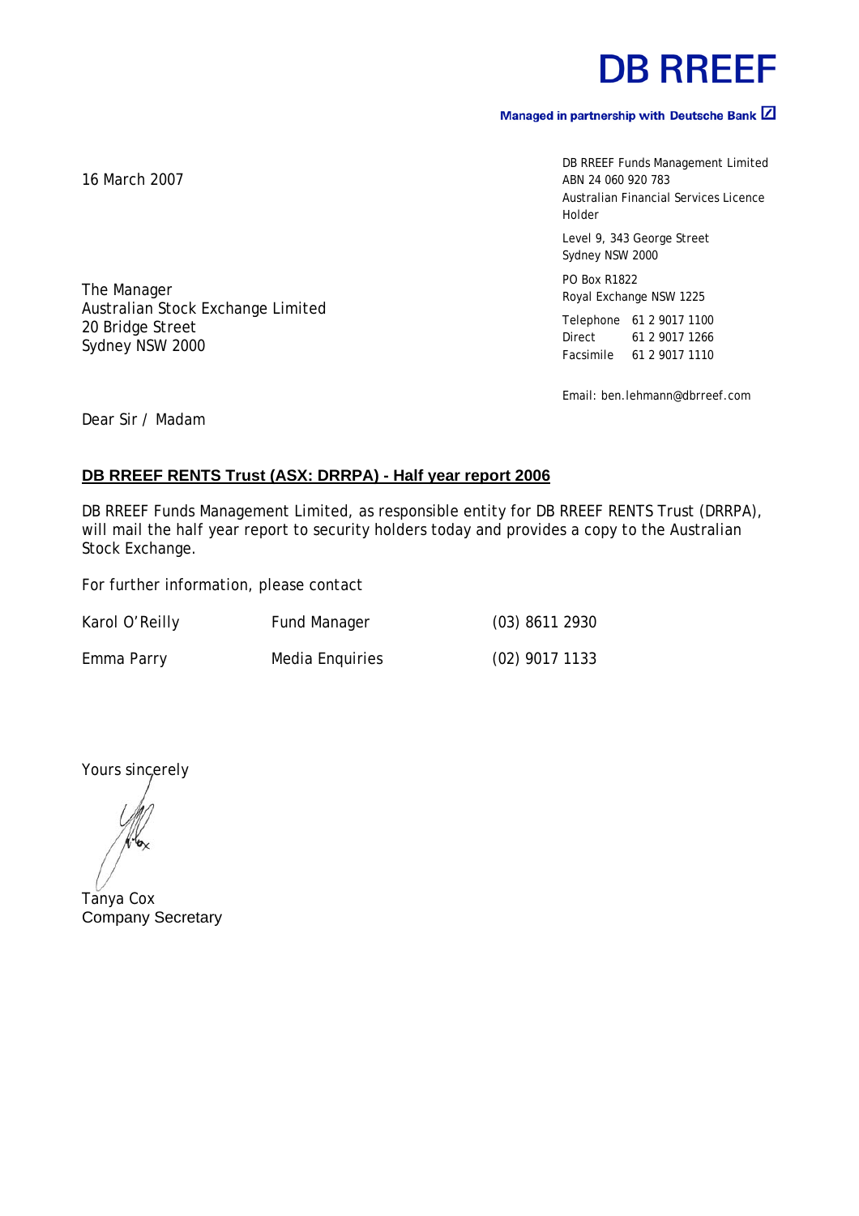# DB RREEF

**Managed in partnership with Deutsche Bank**

16 March 2007

DB RREEF Funds Management Limited
ABN 24 060 920 783
Australian Financial Services Licence Holder

Level 9, 343 George Street
Sydney NSW 2000

PO Box R1822
Royal Exchange NSW 1225

Telephone 61 2 9017 1100
Direct 61 2 9017 1266
Facsimile 61 2 9017 1110

Email: ben.lehmann@dbrreef.com

The Manager
Australian Stock Exchange Limited
20 Bridge Street
Sydney NSW 2000

Dear Sir / Madam

**DB RREEF RENTS Trust (ASX: DRRPA) - Half year report 2006**

DB RREEF Funds Management Limited, as responsible entity for DB RREEF RENTS Trust (DRRPA), will mail the half year report to security holders today and provides a copy to the Australian Stock Exchange.

For further information, please contact

| | | |
|---|---|---|
| Karol O'Reilly | Fund Manager | (03) 8611 2930 |
| Emma Parry | Media Enquiries | (02) 9017 1133 |

Yours sincerely

Tanya Cox
Company Secretary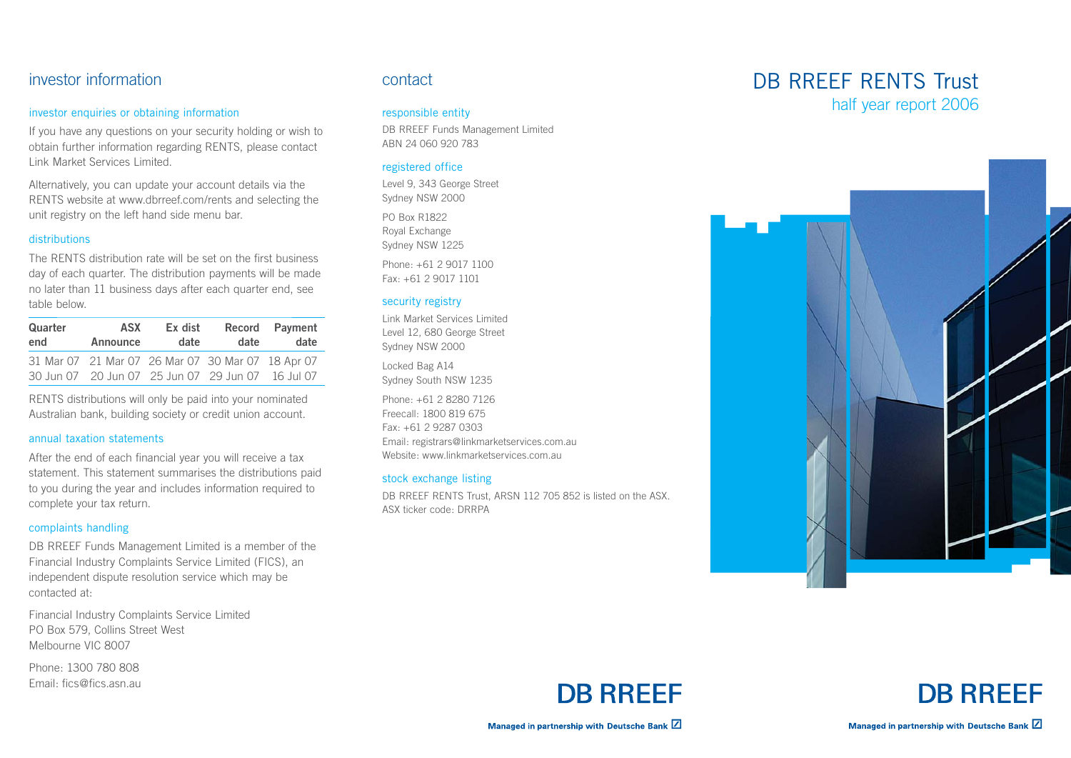## investor information

### investor enquiries or obtaining information

If you have any questions on your security holding or wish to obtain further information regarding RENTS, please contact Link Market Services Limited.

Alternatively, you can update your account details via the RENTS website at www.dbrreef.com/rents and selecting the unit registry on the left hand side menu bar.

### distributions

The RENTS distribution rate will be set on the first business day of each quarter. The distribution payments will be made no later than 11 business days after each quarter end, see table below.

| Quarter end | ASX Announce | Ex dist date | Record date | Payment date |
|---|---|---|---|---|
| 31 Mar 07 | 21 Mar 07 | 26 Mar 07 | 30 Mar 07 | 18 Apr 07 |
| 30 Jun 07 | 20 Jun 07 | 25 Jun 07 | 29 Jun 07 | 16 Jul 07 |

RENTS distributions will only be paid into your nominated Australian bank, building society or credit union account.

### annual taxation statements

After the end of each financial year you will receive a tax statement. This statement summarises the distributions paid to you during the year and includes information required to complete your tax return.

### complaints handling

DB RREEF Funds Management Limited is a member of the Financial Industry Complaints Service Limited (FICS), an independent dispute resolution service which may be contacted at:

Financial Industry Complaints Service Limited
PO Box 579, Collins Street West
Melbourne VIC 8007

Phone: 1300 780 808
Email: fics@fics.asn.au

## contact

### responsible entity

DB RREEF Funds Management Limited
ABN 24 060 920 783

### registered office

Level 9, 343 George Street
Sydney NSW 2000

PO Box R1822
Royal Exchange
Sydney NSW 1225

Phone: +61 2 9017 1100
Fax: +61 2 9017 1101

### security registry

Link Market Services Limited
Level 12, 680 George Street
Sydney NSW 2000

Locked Bag A14
Sydney South NSW 1235

Phone: +61 2 8280 7126
Freecall: 1800 819 675
Fax: +61 2 9287 0303
Email: registrars@linkmarketservices.com.au
Website: www.linkmarketservices.com.au

### stock exchange listing

DB RREEF RENTS Trust, ARSN 112 705 852 is listed on the ASX.
ASX ticker code: DRRPA

**DB RREEF**

**Managed in partnership with Deutsche Bank**

# DB RREEF RENTS Trust

## half year report 2006

**DB RREEF**

**Managed in partnership with Deutsche Bank**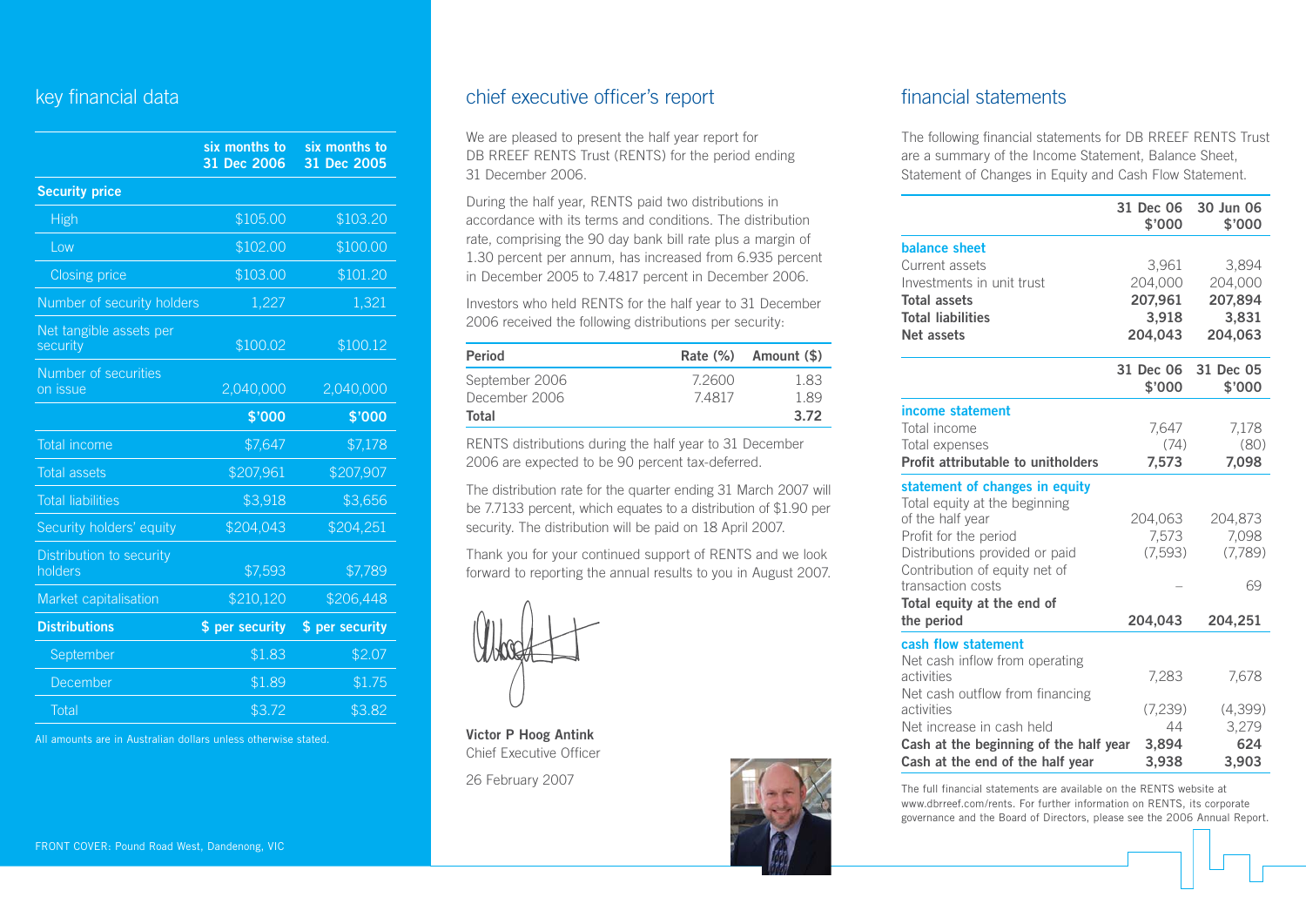## key financial data

| | six months to 31 Dec 2006 | six months to 31 Dec 2005 |
|---|---|---|
| **Security price** | | |
| High | $105.00 | $103.20 |
| Low | $102.00 | $100.00 |
| Closing price | $103.00 | $101.20 |
| Number of security holders | 1,227 | 1,321 |
| Net tangible assets per security | $100.02 | $100.12 |
| Number of securities on issue | 2,040,000 | 2,040,000 |
| | **$'000** | **$'000** |
| Total income | $7,647 | $7,178 |
| Total assets | $207,961 | $207,907 |
| Total liabilities | $3,918 | $3,656 |
| Security holders' equity | $204,043 | $204,251 |
| Distribution to security holders | $7,593 | $7,789 |
| Market capitalisation | $210,120 | $206,448 |
| **Distributions** | **$ per security** | **$ per security** |
| September | $1.83 | $2.07 |
| December | $1.89 | $1.75 |
| Total | $3.72 | $3.82 |

All amounts are in Australian dollars unless otherwise stated.

FRONT COVER: Pound Road West, Dandenong, VIC

## chief executive officer's report

We are pleased to present the half year report for DB RREEF RENTS Trust (RENTS) for the period ending 31 December 2006.

During the half year, RENTS paid two distributions in accordance with its terms and conditions. The distribution rate, comprising the 90 day bank bill rate plus a margin of 1.30 percent per annum, has increased from 6.935 percent in December 2005 to 7.4817 percent in December 2006.

Investors who held RENTS for the half year to 31 December 2006 received the following distributions per security:

| Period | Rate (%) | Amount ($) |
|---|---|---|
| September 2006 | 7.2600 | 1.83 |
| December 2006 | 7.4817 | 1.89 |
| **Total** | | **3.72** |

RENTS distributions during the half year to 31 December 2006 are expected to be 90 percent tax-deferred.

The distribution rate for the quarter ending 31 March 2007 will be 7.7133 percent, which equates to a distribution of $1.90 per security. The distribution will be paid on 18 April 2007.

Thank you for your continued support of RENTS and we look forward to reporting the annual results to you in August 2007.

**Victor P Hoog Antink**
Chief Executive Officer

26 February 2007

## financial statements

The following financial statements for DB RREEF RENTS Trust are a summary of the Income Statement, Balance Sheet, Statement of Changes in Equity and Cash Flow Statement.

| | 31 Dec 06 $'000 | 30 Jun 06 $'000 |
|---|---|---|
| **balance sheet** | | |
| Current assets | 3,961 | 3,894 |
| Investments in unit trust | 204,000 | 204,000 |
| **Total assets** | **207,961** | **207,894** |
| **Total liabilities** | **3,918** | **3,831** |
| **Net assets** | **204,043** | **204,063** |

| | 31 Dec 06 $'000 | 31 Dec 05 $'000 |
|---|---|---|
| **income statement** | | |
| Total income | 7,647 | 7,178 |
| Total expenses | (74) | (80) |
| **Profit attributable to unitholders** | **7,573** | **7,098** |
| **statement of changes in equity** | | |
| Total equity at the beginning of the half year | 204,063 | 204,873 |
| Profit for the period | 7,573 | 7,098 |
| Distributions provided or paid | (7,593) | (7,789) |
| Contribution of equity net of transaction costs | – | 69 |
| **Total equity at the end of the period** | **204,043** | **204,251** |
| **cash flow statement** | | |
| Net cash inflow from operating activities | 7,283 | 7,678 |
| Net cash outflow from financing activities | (7,239) | (4,399) |
| Net increase in cash held | 44 | 3,279 |
| **Cash at the beginning of the half year** | **3,894** | **624** |
| **Cash at the end of the half year** | **3,938** | **3,903** |

The full financial statements are available on the RENTS website at www.dbrreef.com/rents. For further information on RENTS, its corporate governance and the Board of Directors, please see the 2006 Annual Report.